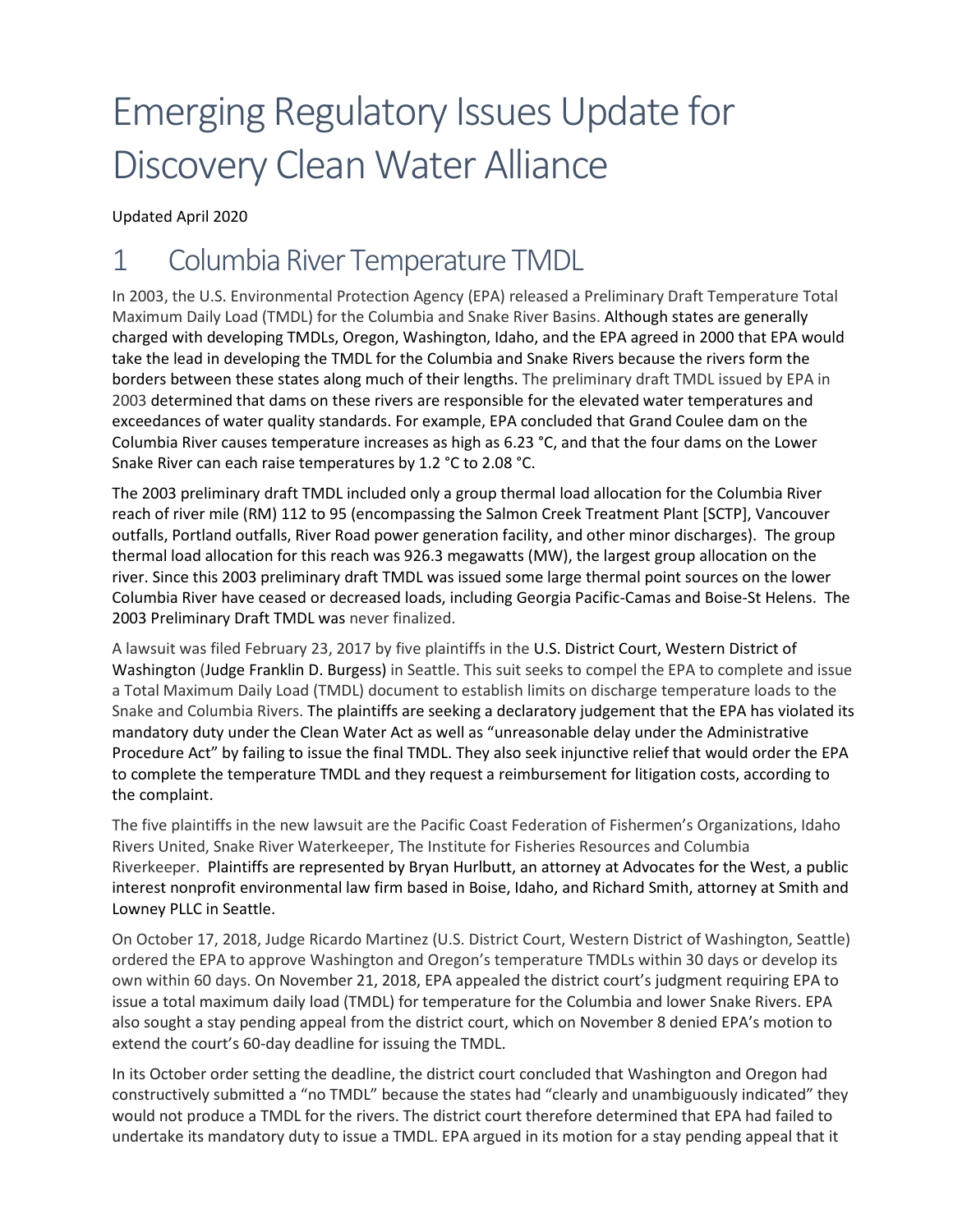# Emerging Regulatory Issues Update for Discovery Clean Water Alliance

Updated April 2020

## 1 Columbia River Temperature TMDL

In 2003, the U.S. Environmental Protection Agency (EPA) released a Preliminary Draft Temperature Total Maximum Daily Load (TMDL) for the Columbia and Snake River Basins. Although states are generally charged with developing TMDLs, Oregon, Washington, Idaho, and the EPA agreed in 2000 that EPA would take the lead in developing the TMDL for the Columbia and Snake Rivers because the rivers form the borders between these states along much of their lengths. The preliminary draft TMDL issued by EPA in 2003 determined that dams on these rivers are responsible for the elevated water temperatures and exceedances of water quality standards. For example, EPA concluded that Grand Coulee dam on the Columbia River causes temperature increases as high as 6.23 °C, and that the four dams on the Lower Snake River can each raise temperatures by 1.2 °C to 2.08 °C.

The 2003 preliminary draft TMDL included only a group thermal load allocation for the Columbia River reach of river mile (RM) 112 to 95 (encompassing the Salmon Creek Treatment Plant [SCTP], Vancouver outfalls, Portland outfalls, River Road power generation facility, and other minor discharges). The group thermal load allocation for this reach was 926.3 megawatts (MW), the largest group allocation on the river. Since this 2003 preliminary draft TMDL was issued some large thermal point sources on the lower Columbia River have ceased or decreased loads, including Georgia Pacific-Camas and Boise-St Helens. The 2003 Preliminary Draft TMDL was never finalized.

A lawsuit was filed February 23, 2017 by five plaintiffs in the U.S. District Court, Western District of Washington (Judge Franklin D. Burgess) in Seattle. This suit seeks to compel the EPA to complete and issue a Total Maximum Daily Load (TMDL) document to establish limits on discharge temperature loads to the Snake and Columbia Rivers. The plaintiffs are seeking a declaratory judgement that the EPA has violated its mandatory duty under the Clean Water Act as well as "unreasonable delay under the Administrative Procedure Act" by failing to issue the final TMDL. They also seek injunctive relief that would order the EPA to complete the temperature TMDL and they request a reimbursement for litigation costs, according to the complaint.

The five plaintiffs in the new lawsuit are the Pacific Coast Federation of Fishermen's Organizations, Idaho Rivers United, Snake River Waterkeeper, The Institute for Fisheries Resources and Columbia Riverkeeper. Plaintiffs are represented by Bryan Hurlbutt, an attorney at Advocates for the West, a public interest nonprofit environmental law firm based in Boise, Idaho, and Richard Smith, attorney at Smith and Lowney PLLC in Seattle.

On October 17, 2018, Judge Ricardo Martinez (U.S. District Court, Western District of Washington, Seattle) ordered the EPA to approve Washington and Oregon's temperature TMDLs within 30 days or develop its own within 60 days. On November 21, 2018, EPA appealed the district court's judgment requiring EPA to issue a total maximum daily load (TMDL) for temperature for the Columbia and lower Snake Rivers. EPA also sought a stay pending appeal from the district court, which on November 8 denied EPA's motion to extend the court's 60-day deadline for issuing the TMDL.

In its October order setting the deadline, the district court concluded that Washington and Oregon had constructively submitted a "no TMDL" because the states had "clearly and unambiguously indicated" they would not produce a TMDL for the rivers. The district court therefore determined that EPA had failed to undertake its mandatory duty to issue a TMDL. EPA argued in its motion for a stay pending appeal that it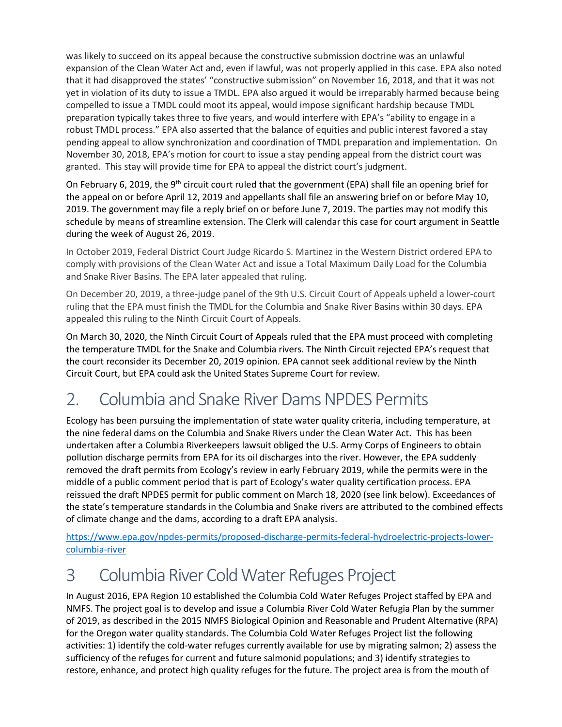was likely to succeed on its appeal because the constructive submission doctrine was an unlawful expansion of the Clean Water Act and, even if lawful, was not properly applied in this case. EPA also noted that it had disapproved the states' "constructive submission" on November 16, 2018, and that it was not yet in violation of its duty to issue a TMDL. EPA also argued it would be irreparably harmed because being compelled to issue a TMDL could moot its appeal, would impose significant hardship because TMDL preparation typically takes three to five years, and would interfere with EPA's "ability to engage in a robust TMDL process." EPA also asserted that the balance of equities and public interest favored a stay pending appeal to allow synchronization and coordination of TMDL preparation and implementation. On November 30, 2018, EPA's motion for court to issue a stay pending appeal from the district court was granted. This stay will provide time for EPA to appeal the district court's judgment.

On February 6, 2019, the 9th circuit court ruled that the government (EPA) shall file an opening brief for the appeal on or before April 12, 2019 and appellants shall file an answering brief on or before May 10, 2019. The government may file a reply brief on or before June 7, 2019. The parties may not modify this schedule by means of streamline extension. The Clerk will calendar this case for court argument in Seattle during the week of August 26, 2019.

In October 2019, Federal District Court Judge Ricardo S. Martinez in the Western District ordered EPA to comply with provisions of the Clean Water Act and issue a Total Maximum Daily Load for the Columbia and Snake River Basins. The EPA later appealed that ruling.

On December 20, 2019, a three-judge panel of the 9th U.S. Circuit Court of Appeals upheld a lower-court ruling that the EPA must finish the TMDL for the Columbia and Snake River Basins within 30 days. EPA appealed this ruling to the Ninth Circuit Court of Appeals.

On March 30, 2020, the Ninth Circuit Court of Appeals ruled that the EPA must proceed with completing the temperature TMDL for the Snake and Columbia rivers. The Ninth Circuit rejected EPA's request that the court reconsider its December 20, 2019 opinion. EPA cannot seek additional review by the Ninth Circuit Court, but EPA could ask the United States Supreme Court for review.

# 2. Columbia and Snake River Dams NPDES Permits

Ecology has been pursuing the implementation of state water quality criteria, including temperature, at the nine federal dams on the Columbia and Snake Rivers under the Clean Water Act. This has been undertaken after a Columbia Riverkeepers lawsuit obliged the U.S. Army Corps of Engineers to obtain pollution discharge permits from EPA for its oil discharges into the river. However, the EPA suddenly removed the draft permits from Ecology's review in early February 2019, while the permits were in the middle of a public comment period that is part of Ecology's water quality certification process. EPA reissued the draft NPDES permit for public comment on March 18, 2020 (see link below). Exceedances of the state's temperature standards in the Columbia and Snake rivers are attributed to the combined effects of climate change and the dams, according to a draft EPA analysis.

https://www.epa.gov/npdes-permits/proposed-discharge-permits-federal-hydroelectric-projects-lower-columbia-river

# 3 Columbia River Cold Water Refuges Project

In August 2016, EPA Region 10 established the Columbia Cold Water Refuges Project staffed by EPA and NMFS. The project goal is to develop and issue a Columbia River Cold Water Refugia Plan by the summer of 2019, as described in the 2015 NMFS Biological Opinion and Reasonable and Prudent Alternative (RPA) for the Oregon water quality standards. The Columbia Cold Water Refuges Project list the following activities: 1) identify the cold-water refuges currently available for use by migrating salmon; 2) assess the sufficiency of the refuges for current and future salmonid populations; and 3) identify strategies to restore, enhance, and protect high quality refuges for the future. The project area is from the mouth of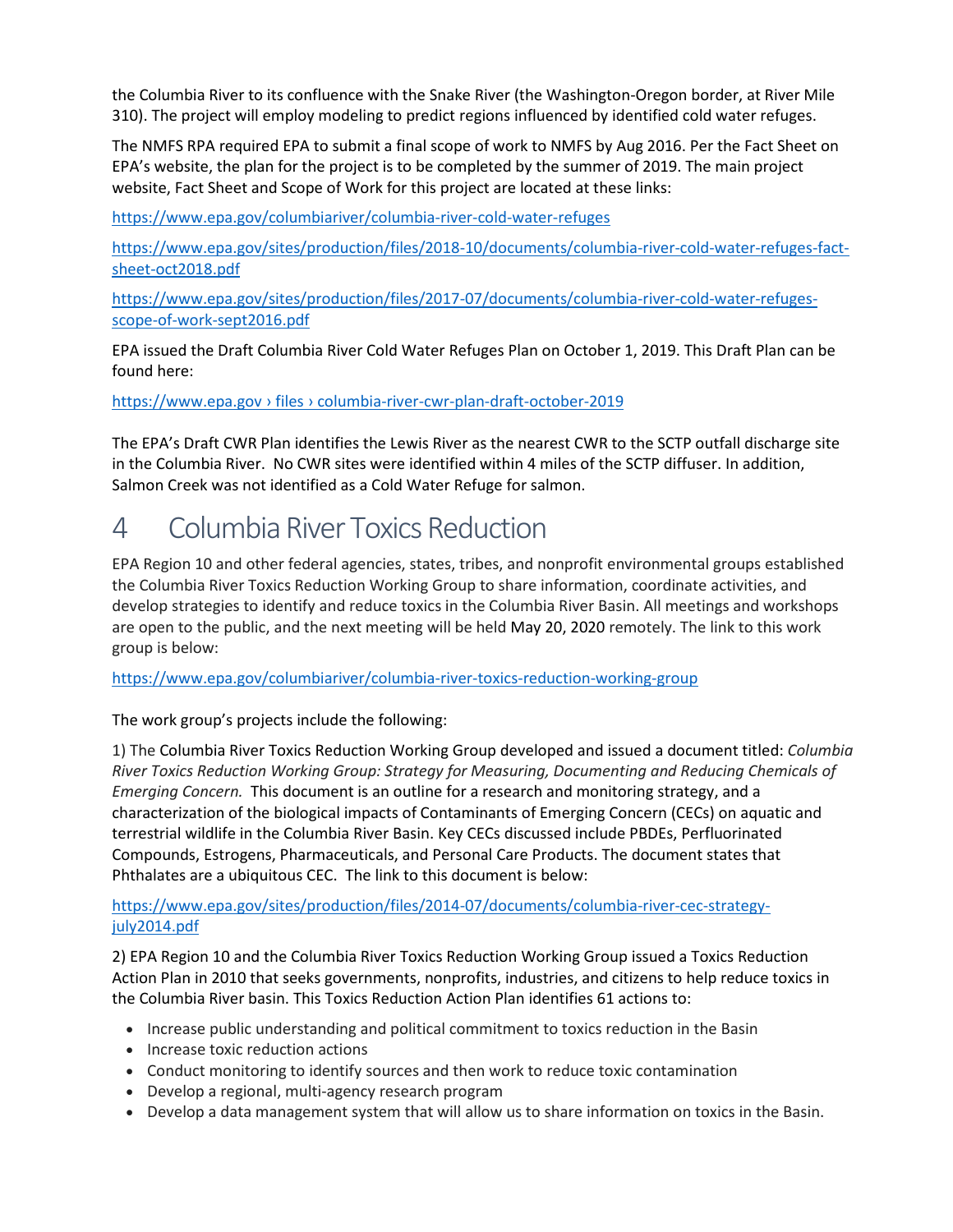the Columbia River to its confluence with the Snake River (the Washington-Oregon border, at River Mile 310). The project will employ modeling to predict regions influenced by identified cold water refuges.

The NMFS RPA required EPA to submit a final scope of work to NMFS by Aug 2016. Per the Fact Sheet on EPA's website, the plan for the project is to be completed by the summer of 2019. The main project website, Fact Sheet and Scope of Work for this project are located at these links:

https://www.epa.gov/columbiariver/columbia-river-cold-water-refuges

https://www.epa.gov/sites/production/files/2018-10/documents/columbia-river-cold-water-refuges-fact-sheet-oct2018.pdf

https://www.epa.gov/sites/production/files/2017-07/documents/columbia-river-cold-water-refuges-scope-of-work-sept2016.pdf

EPA issued the Draft Columbia River Cold Water Refuges Plan on October 1, 2019. This Draft Plan can be found here:

https://www.epa.gov › files › columbia-river-cwr-plan-draft-october-2019

The EPA's Draft CWR Plan identifies the Lewis River as the nearest CWR to the SCTP outfall discharge site in the Columbia River. No CWR sites were identified within 4 miles of the SCTP diffuser. In addition, Salmon Creek was not identified as a Cold Water Refuge for salmon.

# 4 Columbia River Toxics Reduction

EPA Region 10 and other federal agencies, states, tribes, and nonprofit environmental groups established the Columbia River Toxics Reduction Working Group to share information, coordinate activities, and develop strategies to identify and reduce toxics in the Columbia River Basin. All meetings and workshops are open to the public, and the next meeting will be held May 20, 2020 remotely. The link to this work group is below:

https://www.epa.gov/columbiariver/columbia-river-toxics-reduction-working-group

The work group's projects include the following:

1) The Columbia River Toxics Reduction Working Group developed and issued a document titled: *Columbia River Toxics Reduction Working Group: Strategy for Measuring, Documenting and Reducing Chemicals of Emerging Concern.* This document is an outline for a research and monitoring strategy, and a characterization of the biological impacts of Contaminants of Emerging Concern (CECs) on aquatic and terrestrial wildlife in the Columbia River Basin. Key CECs discussed include PBDEs, Perfluorinated Compounds, Estrogens, Pharmaceuticals, and Personal Care Products. The document states that Phthalates are a ubiquitous CEC. The link to this document is below:

https://www.epa.gov/sites/production/files/2014-07/documents/columbia-river-cec-strategy-july2014.pdf

2) EPA Region 10 and the Columbia River Toxics Reduction Working Group issued a Toxics Reduction Action Plan in 2010 that seeks governments, nonprofits, industries, and citizens to help reduce toxics in the Columbia River basin. This Toxics Reduction Action Plan identifies 61 actions to:

- Increase public understanding and political commitment to toxics reduction in the Basin
- Increase toxic reduction actions
- Conduct monitoring to identify sources and then work to reduce toxic contamination
- Develop a regional, multi-agency research program
- Develop a data management system that will allow us to share information on toxics in the Basin.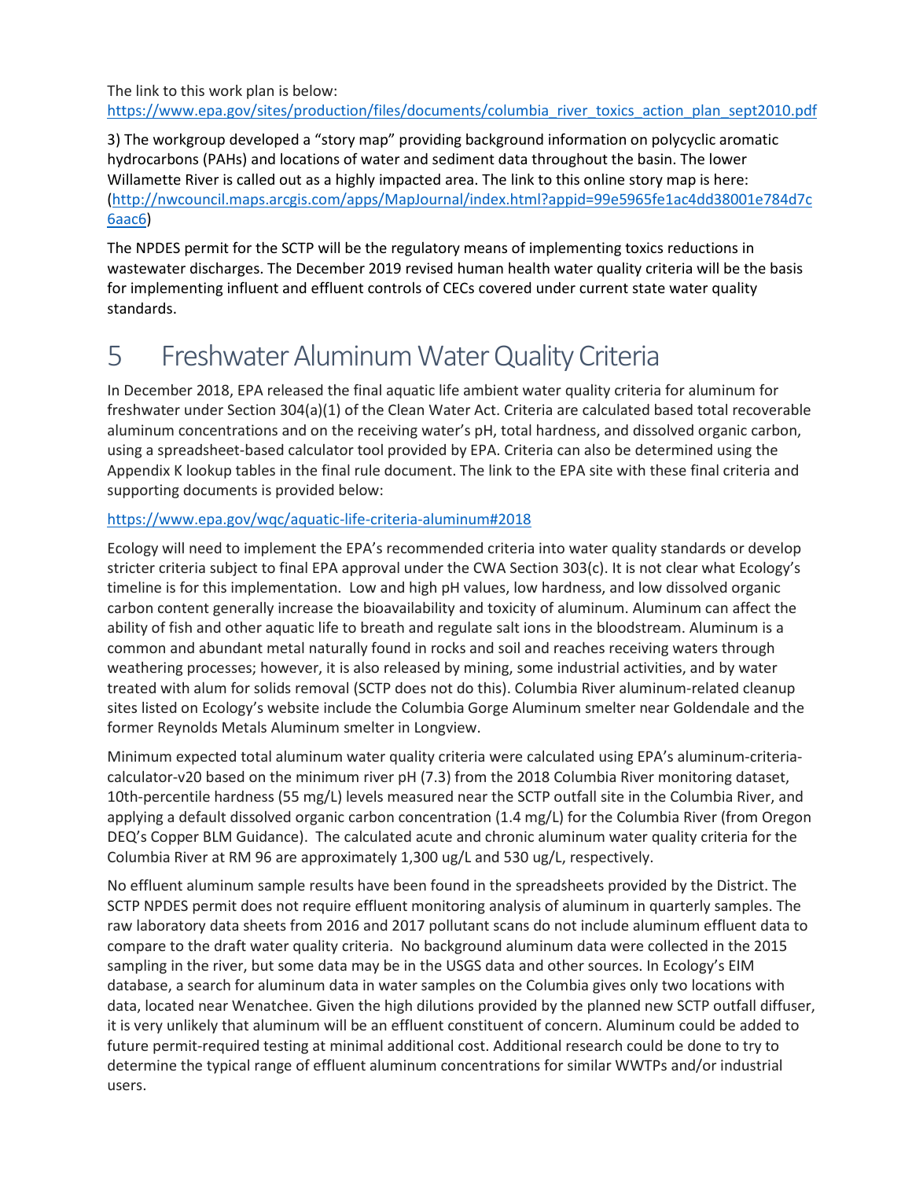The link to this work plan is below:
https://www.epa.gov/sites/production/files/documents/columbia_river_toxics_action_plan_sept2010.pdf

3) The workgroup developed a "story map" providing background information on polycyclic aromatic hydrocarbons (PAHs) and locations of water and sediment data throughout the basin. The lower Willamette River is called out as a highly impacted area. The link to this online story map is here: (http://nwcouncil.maps.arcgis.com/apps/MapJournal/index.html?appid=99e5965fe1ac4dd38001e784d7c6aac6)

The NPDES permit for the SCTP will be the regulatory means of implementing toxics reductions in wastewater discharges. The December 2019 revised human health water quality criteria will be the basis for implementing influent and effluent controls of CECs covered under current state water quality standards.

# 5 Freshwater Aluminum Water Quality Criteria

In December 2018, EPA released the final aquatic life ambient water quality criteria for aluminum for freshwater under Section 304(a)(1) of the Clean Water Act. Criteria are calculated based total recoverable aluminum concentrations and on the receiving water's pH, total hardness, and dissolved organic carbon, using a spreadsheet-based calculator tool provided by EPA. Criteria can also be determined using the Appendix K lookup tables in the final rule document. The link to the EPA site with these final criteria and supporting documents is provided below:

https://www.epa.gov/wqc/aquatic-life-criteria-aluminum#2018

Ecology will need to implement the EPA's recommended criteria into water quality standards or develop stricter criteria subject to final EPA approval under the CWA Section 303(c). It is not clear what Ecology's timeline is for this implementation. Low and high pH values, low hardness, and low dissolved organic carbon content generally increase the bioavailability and toxicity of aluminum. Aluminum can affect the ability of fish and other aquatic life to breath and regulate salt ions in the bloodstream. Aluminum is a common and abundant metal naturally found in rocks and soil and reaches receiving waters through weathering processes; however, it is also released by mining, some industrial activities, and by water treated with alum for solids removal (SCTP does not do this). Columbia River aluminum-related cleanup sites listed on Ecology's website include the Columbia Gorge Aluminum smelter near Goldendale and the former Reynolds Metals Aluminum smelter in Longview.

Minimum expected total aluminum water quality criteria were calculated using EPA's aluminum-criteria-calculator-v20 based on the minimum river pH (7.3) from the 2018 Columbia River monitoring dataset, 10th-percentile hardness (55 mg/L) levels measured near the SCTP outfall site in the Columbia River, and applying a default dissolved organic carbon concentration (1.4 mg/L) for the Columbia River (from Oregon DEQ's Copper BLM Guidance). The calculated acute and chronic aluminum water quality criteria for the Columbia River at RM 96 are approximately 1,300 ug/L and 530 ug/L, respectively.

No effluent aluminum sample results have been found in the spreadsheets provided by the District. The SCTP NPDES permit does not require effluent monitoring analysis of aluminum in quarterly samples. The raw laboratory data sheets from 2016 and 2017 pollutant scans do not include aluminum effluent data to compare to the draft water quality criteria. No background aluminum data were collected in the 2015 sampling in the river, but some data may be in the USGS data and other sources. In Ecology's EIM database, a search for aluminum data in water samples on the Columbia gives only two locations with data, located near Wenatchee. Given the high dilutions provided by the planned new SCTP outfall diffuser, it is very unlikely that aluminum will be an effluent constituent of concern. Aluminum could be added to future permit-required testing at minimal additional cost. Additional research could be done to try to determine the typical range of effluent aluminum concentrations for similar WWTPs and/or industrial users.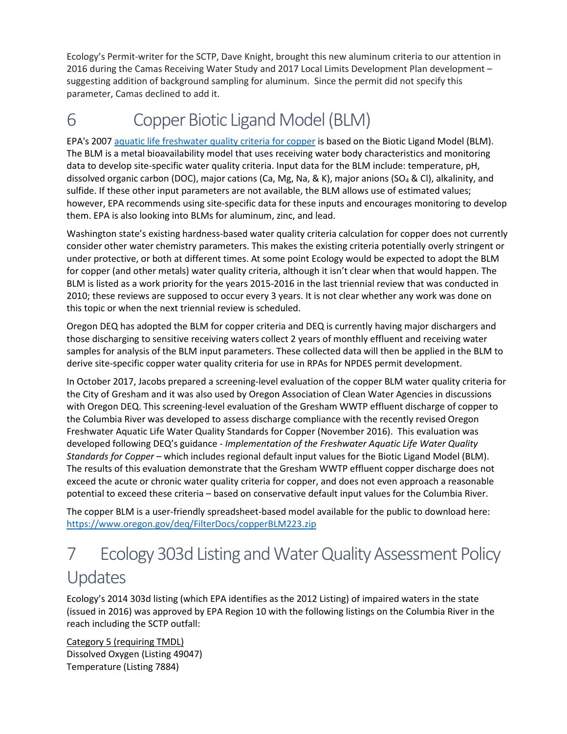Ecology's Permit-writer for the SCTP, Dave Knight, brought this new aluminum criteria to our attention in 2016 during the Camas Receiving Water Study and 2017 Local Limits Development Plan development – suggesting addition of background sampling for aluminum. Since the permit did not specify this parameter, Camas declined to add it.

# 6 Copper Biotic Ligand Model (BLM)

EPA's 2007 [aquatic life freshwater quality criteria for copper]() is based on the Biotic Ligand Model (BLM). The BLM is a metal bioavailability model that uses receiving water body characteristics and monitoring data to develop site-specific water quality criteria. Input data for the BLM include: temperature, pH, dissolved organic carbon (DOC), major cations (Ca, Mg, Na, & K), major anions ($SO_4$ & Cl), alkalinity, and sulfide. If these other input parameters are not available, the BLM allows use of estimated values; however, EPA recommends using site-specific data for these inputs and encourages monitoring to develop them. EPA is also looking into BLMs for aluminum, zinc, and lead.

Washington state's existing hardness-based water quality criteria calculation for copper does not currently consider other water chemistry parameters. This makes the existing criteria potentially overly stringent or under protective, or both at different times. At some point Ecology would be expected to adopt the BLM for copper (and other metals) water quality criteria, although it isn't clear when that would happen. The BLM is listed as a work priority for the years 2015-2016 in the last triennial review that was conducted in 2010; these reviews are supposed to occur every 3 years. It is not clear whether any work was done on this topic or when the next triennial review is scheduled.

Oregon DEQ has adopted the BLM for copper criteria and DEQ is currently having major dischargers and those discharging to sensitive receiving waters collect 2 years of monthly effluent and receiving water samples for analysis of the BLM input parameters. These collected data will then be applied in the BLM to derive site-specific copper water quality criteria for use in RPAs for NPDES permit development.

In October 2017, Jacobs prepared a screening-level evaluation of the copper BLM water quality criteria for the City of Gresham and it was also used by Oregon Association of Clean Water Agencies in discussions with Oregon DEQ. This screening-level evaluation of the Gresham WWTP effluent discharge of copper to the Columbia River was developed to assess discharge compliance with the recently revised Oregon Freshwater Aquatic Life Water Quality Standards for Copper (November 2016). This evaluation was developed following DEQ's guidance - *Implementation of the Freshwater Aquatic Life Water Quality Standards for Copper* – which includes regional default input values for the Biotic Ligand Model (BLM). The results of this evaluation demonstrate that the Gresham WWTP effluent copper discharge does not exceed the acute or chronic water quality criteria for copper, and does not even approach a reasonable potential to exceed these criteria – based on conservative default input values for the Columbia River.

The copper BLM is a user-friendly spreadsheet-based model available for the public to download here: [https://www.oregon.gov/deq/FilterDocs/copperBLM223.zip](https://www.oregon.gov/deq/FilterDocs/copperBLM223.zip)

# 7 Ecology 303d Listing and Water Quality Assessment Policy Updates

Ecology's 2014 303d listing (which EPA identifies as the 2012 Listing) of impaired waters in the state (issued in 2016) was approved by EPA Region 10 with the following listings on the Columbia River in the reach including the SCTP outfall:

Category 5 (requiring TMDL)
Dissolved Oxygen (Listing 49047)
Temperature (Listing 7884)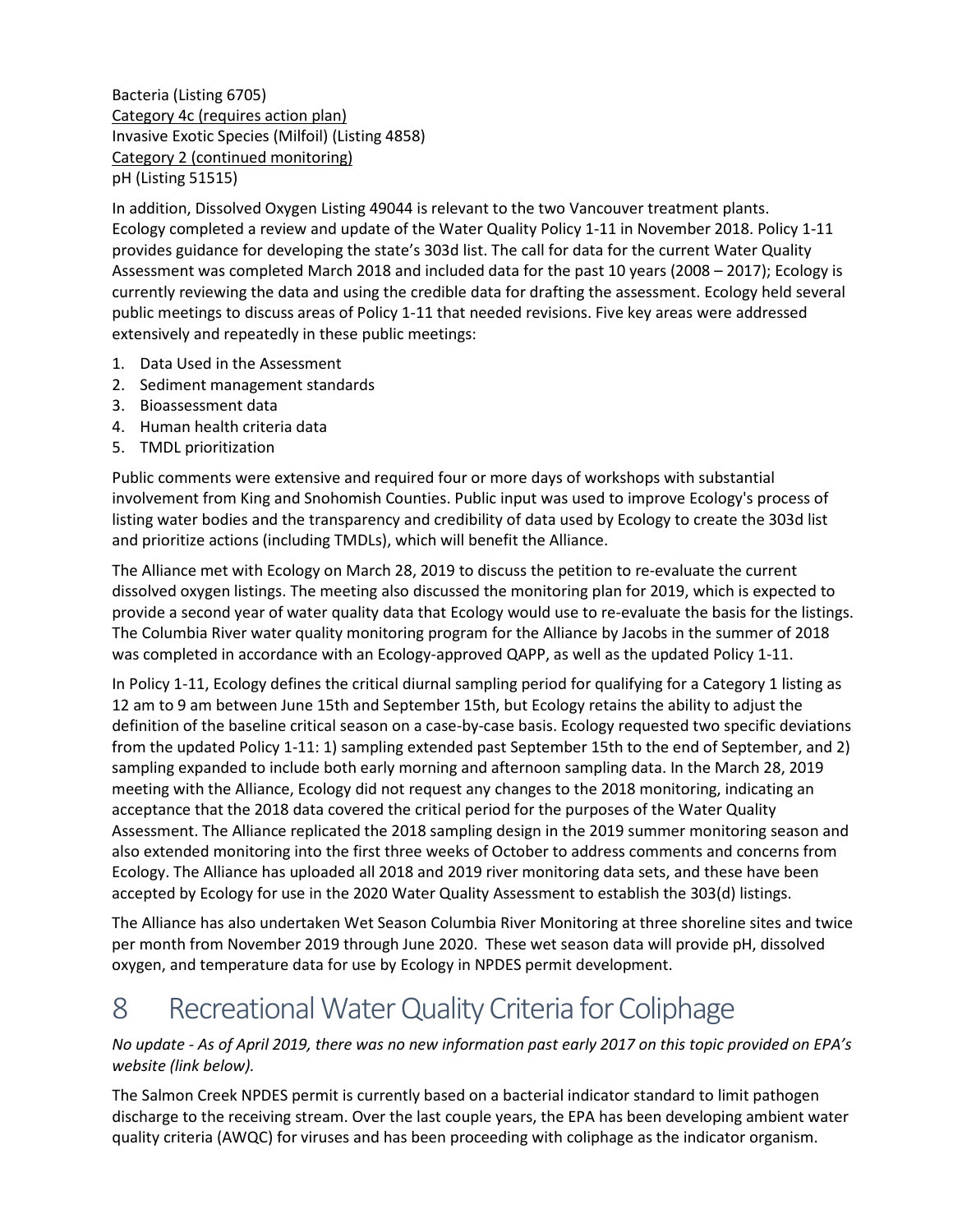Bacteria (Listing 6705)
Category 4c (requires action plan)
Invasive Exotic Species (Milfoil) (Listing 4858)
Category 2 (continued monitoring)
pH (Listing 51515)

In addition, Dissolved Oxygen Listing 49044 is relevant to the two Vancouver treatment plants. Ecology completed a review and update of the Water Quality Policy 1-11 in November 2018. Policy 1-11 provides guidance for developing the state's 303d list. The call for data for the current Water Quality Assessment was completed March 2018 and included data for the past 10 years (2008 – 2017); Ecology is currently reviewing the data and using the credible data for drafting the assessment. Ecology held several public meetings to discuss areas of Policy 1-11 that needed revisions. Five key areas were addressed extensively and repeatedly in these public meetings:

1. Data Used in the Assessment
2. Sediment management standards
3. Bioassessment data
4. Human health criteria data
5. TMDL prioritization

Public comments were extensive and required four or more days of workshops with substantial involvement from King and Snohomish Counties. Public input was used to improve Ecology's process of listing water bodies and the transparency and credibility of data used by Ecology to create the 303d list and prioritize actions (including TMDLs), which will benefit the Alliance.

The Alliance met with Ecology on March 28, 2019 to discuss the petition to re-evaluate the current dissolved oxygen listings. The meeting also discussed the monitoring plan for 2019, which is expected to provide a second year of water quality data that Ecology would use to re-evaluate the basis for the listings. The Columbia River water quality monitoring program for the Alliance by Jacobs in the summer of 2018 was completed in accordance with an Ecology-approved QAPP, as well as the updated Policy 1-11.

In Policy 1-11, Ecology defines the critical diurnal sampling period for qualifying for a Category 1 listing as 12 am to 9 am between June 15th and September 15th, but Ecology retains the ability to adjust the definition of the baseline critical season on a case-by-case basis. Ecology requested two specific deviations from the updated Policy 1-11: 1) sampling extended past September 15th to the end of September, and 2) sampling expanded to include both early morning and afternoon sampling data. In the March 28, 2019 meeting with the Alliance, Ecology did not request any changes to the 2018 monitoring, indicating an acceptance that the 2018 data covered the critical period for the purposes of the Water Quality Assessment. The Alliance replicated the 2018 sampling design in the 2019 summer monitoring season and also extended monitoring into the first three weeks of October to address comments and concerns from Ecology. The Alliance has uploaded all 2018 and 2019 river monitoring data sets, and these have been accepted by Ecology for use in the 2020 Water Quality Assessment to establish the 303(d) listings.

The Alliance has also undertaken Wet Season Columbia River Monitoring at three shoreline sites and twice per month from November 2019 through June 2020. These wet season data will provide pH, dissolved oxygen, and temperature data for use by Ecology in NPDES permit development.

# 8 Recreational Water Quality Criteria for Coliphage

*No update - As of April 2019, there was no new information past early 2017 on this topic provided on EPA's website (link below).*

The Salmon Creek NPDES permit is currently based on a bacterial indicator standard to limit pathogen discharge to the receiving stream. Over the last couple years, the EPA has been developing ambient water quality criteria (AWQC) for viruses and has been proceeding with coliphage as the indicator organism.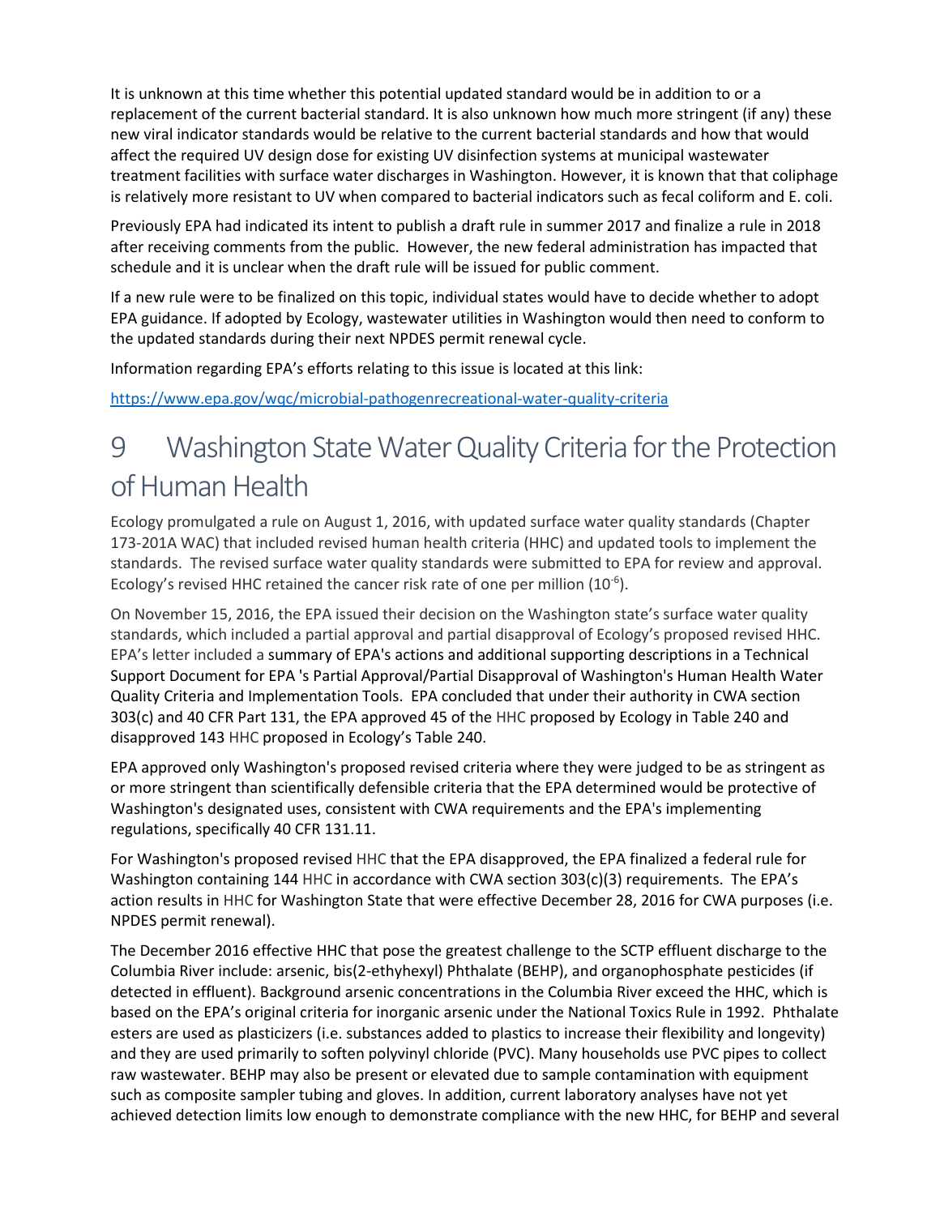It is unknown at this time whether this potential updated standard would be in addition to or a replacement of the current bacterial standard. It is also unknown how much more stringent (if any) these new viral indicator standards would be relative to the current bacterial standards and how that would affect the required UV design dose for existing UV disinfection systems at municipal wastewater treatment facilities with surface water discharges in Washington. However, it is known that that coliphage is relatively more resistant to UV when compared to bacterial indicators such as fecal coliform and E. coli.

Previously EPA had indicated its intent to publish a draft rule in summer 2017 and finalize a rule in 2018 after receiving comments from the public. However, the new federal administration has impacted that schedule and it is unclear when the draft rule will be issued for public comment.

If a new rule were to be finalized on this topic, individual states would have to decide whether to adopt EPA guidance. If adopted by Ecology, wastewater utilities in Washington would then need to conform to the updated standards during their next NPDES permit renewal cycle.

Information regarding EPA's efforts relating to this issue is located at this link:

https://www.epa.gov/wqc/microbial-pathogenrecreational-water-quality-criteria

# 9 Washington State Water Quality Criteria for the Protection of Human Health

Ecology promulgated a rule on August 1, 2016, with updated surface water quality standards (Chapter 173-201A WAC) that included revised human health criteria (HHC) and updated tools to implement the standards. The revised surface water quality standards were submitted to EPA for review and approval. Ecology's revised HHC retained the cancer risk rate of one per million ($10^{-6}$).

On November 15, 2016, the EPA issued their decision on the Washington state's surface water quality standards, which included a partial approval and partial disapproval of Ecology's proposed revised HHC. EPA's letter included a summary of EPA's actions and additional supporting descriptions in a Technical Support Document for EPA 's Partial Approval/Partial Disapproval of Washington's Human Health Water Quality Criteria and Implementation Tools. EPA concluded that under their authority in CWA section 303(c) and 40 CFR Part 131, the EPA approved 45 of the HHC proposed by Ecology in Table 240 and disapproved 143 HHC proposed in Ecology's Table 240.

EPA approved only Washington's proposed revised criteria where they were judged to be as stringent as or more stringent than scientifically defensible criteria that the EPA determined would be protective of Washington's designated uses, consistent with CWA requirements and the EPA's implementing regulations, specifically 40 CFR 131.11.

For Washington's proposed revised HHC that the EPA disapproved, the EPA finalized a federal rule for Washington containing 144 HHC in accordance with CWA section 303(c)(3) requirements. The EPA's action results in HHC for Washington State that were effective December 28, 2016 for CWA purposes (i.e. NPDES permit renewal).

The December 2016 effective HHC that pose the greatest challenge to the SCTP effluent discharge to the Columbia River include: arsenic, bis(2-ethyhexyl) Phthalate (BEHP), and organophosphate pesticides (if detected in effluent). Background arsenic concentrations in the Columbia River exceed the HHC, which is based on the EPA's original criteria for inorganic arsenic under the National Toxics Rule in 1992. Phthalate esters are used as plasticizers (i.e. substances added to plastics to increase their flexibility and longevity) and they are used primarily to soften polyvinyl chloride (PVC). Many households use PVC pipes to collect raw wastewater. BEHP may also be present or elevated due to sample contamination with equipment such as composite sampler tubing and gloves. In addition, current laboratory analyses have not yet achieved detection limits low enough to demonstrate compliance with the new HHC, for BEHP and several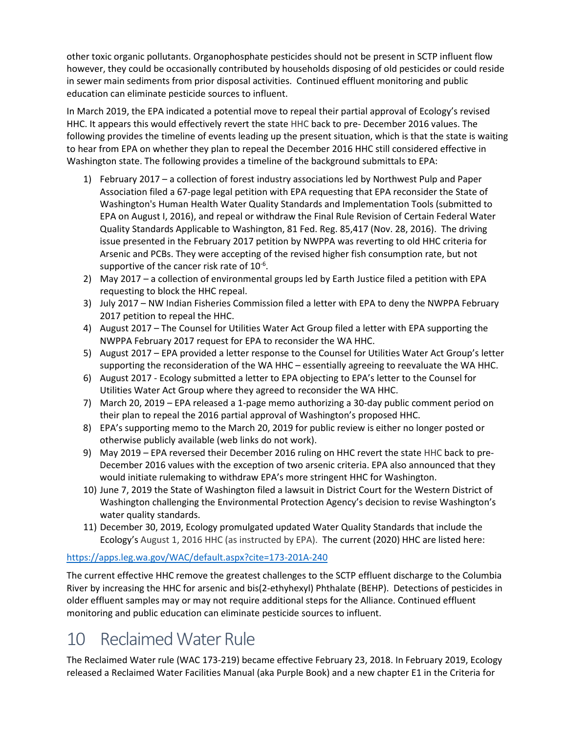other toxic organic pollutants. Organophosphate pesticides should not be present in SCTP influent flow however, they could be occasionally contributed by households disposing of old pesticides or could reside in sewer main sediments from prior disposal activities. Continued effluent monitoring and public education can eliminate pesticide sources to influent.

In March 2019, the EPA indicated a potential move to repeal their partial approval of Ecology's revised HHC. It appears this would effectively revert the state HHC back to pre- December 2016 values. The following provides the timeline of events leading up the present situation, which is that the state is waiting to hear from EPA on whether they plan to repeal the December 2016 HHC still considered effective in Washington state. The following provides a timeline of the background submittals to EPA:

1) February 2017 – a collection of forest industry associations led by Northwest Pulp and Paper Association filed a 67-page legal petition with EPA requesting that EPA reconsider the State of Washington's Human Health Water Quality Standards and Implementation Tools (submitted to EPA on August I, 2016), and repeal or withdraw the Final Rule Revision of Certain Federal Water Quality Standards Applicable to Washington, 81 Fed. Reg. 85,417 (Nov. 28, 2016). The driving issue presented in the February 2017 petition by NWPPA was reverting to old HHC criteria for Arsenic and PCBs. They were accepting of the revised higher fish consumption rate, but not supportive of the cancer risk rate of $10^{-6}$.
2) May 2017 – a collection of environmental groups led by Earth Justice filed a petition with EPA requesting to block the HHC repeal.
3) July 2017 – NW Indian Fisheries Commission filed a letter with EPA to deny the NWPPA February 2017 petition to repeal the HHC.
4) August 2017 – The Counsel for Utilities Water Act Group filed a letter with EPA supporting the NWPPA February 2017 request for EPA to reconsider the WA HHC.
5) August 2017 – EPA provided a letter response to the Counsel for Utilities Water Act Group's letter supporting the reconsideration of the WA HHC – essentially agreeing to reevaluate the WA HHC.
6) August 2017 - Ecology submitted a letter to EPA objecting to EPA's letter to the Counsel for Utilities Water Act Group where they agreed to reconsider the WA HHC.
7) March 20, 2019 – EPA released a 1-page memo authorizing a 30-day public comment period on their plan to repeal the 2016 partial approval of Washington's proposed HHC.
8) EPA's supporting memo to the March 20, 2019 for public review is either no longer posted or otherwise publicly available (web links do not work).
9) May 2019 – EPA reversed their December 2016 ruling on HHC revert the state HHC back to pre-December 2016 values with the exception of two arsenic criteria. EPA also announced that they would initiate rulemaking to withdraw EPA's more stringent HHC for Washington.
10) June 7, 2019 the State of Washington filed a lawsuit in District Court for the Western District of Washington challenging the Environmental Protection Agency's decision to revise Washington's water quality standards.
11) December 30, 2019, Ecology promulgated updated Water Quality Standards that include the Ecology's August 1, 2016 HHC (as instructed by EPA). The current (2020) HHC are listed here:

https://apps.leg.wa.gov/WAC/default.aspx?cite=173-201A-240

The current effective HHC remove the greatest challenges to the SCTP effluent discharge to the Columbia River by increasing the HHC for arsenic and bis(2-ethyhexyl) Phthalate (BEHP). Detections of pesticides in older effluent samples may or may not require additional steps for the Alliance. Continued effluent monitoring and public education can eliminate pesticide sources to influent.

# 10 Reclaimed Water Rule

The Reclaimed Water rule (WAC 173-219) became effective February 23, 2018. In February 2019, Ecology released a Reclaimed Water Facilities Manual (aka Purple Book) and a new chapter E1 in the Criteria for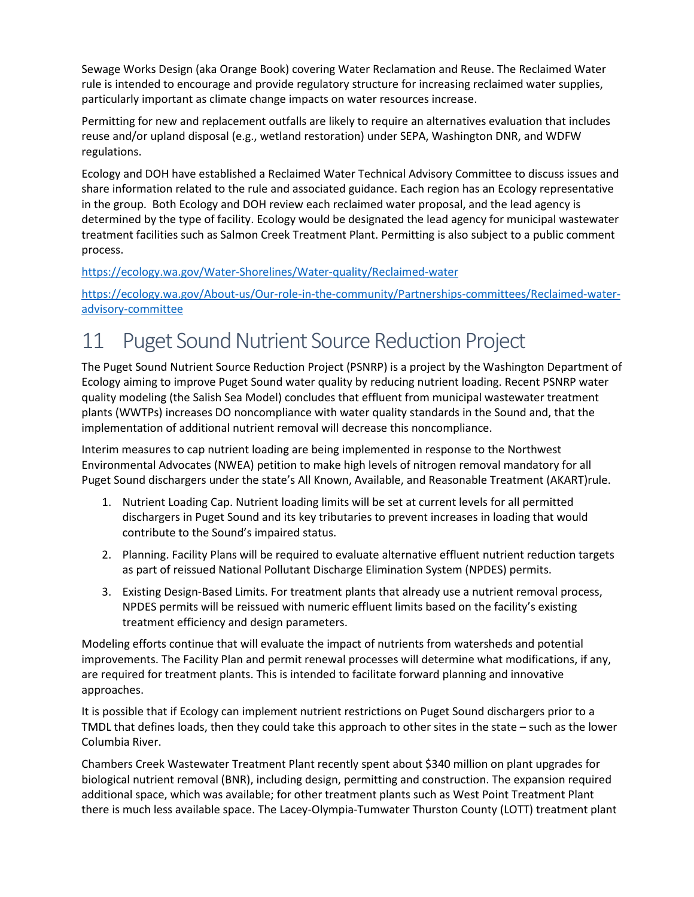Sewage Works Design (aka Orange Book) covering Water Reclamation and Reuse. The Reclaimed Water rule is intended to encourage and provide regulatory structure for increasing reclaimed water supplies, particularly important as climate change impacts on water resources increase.

Permitting for new and replacement outfalls are likely to require an alternatives evaluation that includes reuse and/or upland disposal (e.g., wetland restoration) under SEPA, Washington DNR, and WDFW regulations.

Ecology and DOH have established a Reclaimed Water Technical Advisory Committee to discuss issues and share information related to the rule and associated guidance. Each region has an Ecology representative in the group. Both Ecology and DOH review each reclaimed water proposal, and the lead agency is determined by the type of facility. Ecology would be designated the lead agency for municipal wastewater treatment facilities such as Salmon Creek Treatment Plant. Permitting is also subject to a public comment process.

https://ecology.wa.gov/Water-Shorelines/Water-quality/Reclaimed-water

https://ecology.wa.gov/About-us/Our-role-in-the-community/Partnerships-committees/Reclaimed-water-advisory-committee

# 11 Puget Sound Nutrient Source Reduction Project

The Puget Sound Nutrient Source Reduction Project (PSNRP) is a project by the Washington Department of Ecology aiming to improve Puget Sound water quality by reducing nutrient loading. Recent PSNRP water quality modeling (the Salish Sea Model) concludes that effluent from municipal wastewater treatment plants (WWTPs) increases DO noncompliance with water quality standards in the Sound and, that the implementation of additional nutrient removal will decrease this noncompliance.

Interim measures to cap nutrient loading are being implemented in response to the Northwest Environmental Advocates (NWEA) petition to make high levels of nitrogen removal mandatory for all Puget Sound dischargers under the state's All Known, Available, and Reasonable Treatment (AKART)rule.

1. Nutrient Loading Cap. Nutrient loading limits will be set at current levels for all permitted dischargers in Puget Sound and its key tributaries to prevent increases in loading that would contribute to the Sound's impaired status.
2. Planning. Facility Plans will be required to evaluate alternative effluent nutrient reduction targets as part of reissued National Pollutant Discharge Elimination System (NPDES) permits.
3. Existing Design-Based Limits. For treatment plants that already use a nutrient removal process, NPDES permits will be reissued with numeric effluent limits based on the facility's existing treatment efficiency and design parameters.

Modeling efforts continue that will evaluate the impact of nutrients from watersheds and potential improvements. The Facility Plan and permit renewal processes will determine what modifications, if any, are required for treatment plants. This is intended to facilitate forward planning and innovative approaches.

It is possible that if Ecology can implement nutrient restrictions on Puget Sound dischargers prior to a TMDL that defines loads, then they could take this approach to other sites in the state – such as the lower Columbia River.

Chambers Creek Wastewater Treatment Plant recently spent about $340 million on plant upgrades for biological nutrient removal (BNR), including design, permitting and construction. The expansion required additional space, which was available; for other treatment plants such as West Point Treatment Plant there is much less available space. The Lacey-Olympia-Tumwater Thurston County (LOTT) treatment plant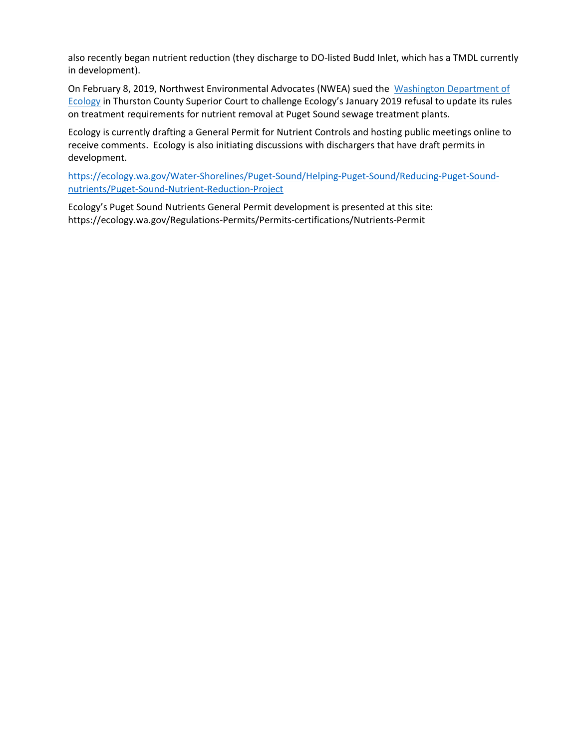also recently began nutrient reduction (they discharge to DO-listed Budd Inlet, which has a TMDL currently in development).

On February 8, 2019, Northwest Environmental Advocates (NWEA) sued the [Washington Department of Ecology](https://ecology.wa.gov) in Thurston County Superior Court to challenge Ecology's January 2019 refusal to update its rules on treatment requirements for nutrient removal at Puget Sound sewage treatment plants.

Ecology is currently drafting a General Permit for Nutrient Controls and hosting public meetings online to receive comments. Ecology is also initiating discussions with dischargers that have draft permits in development.

https://ecology.wa.gov/Water-Shorelines/Puget-Sound/Helping-Puget-Sound/Reducing-Puget-Sound-nutrients/Puget-Sound-Nutrient-Reduction-Project

Ecology's Puget Sound Nutrients General Permit development is presented at this site: https://ecology.wa.gov/Regulations-Permits/Permits-certifications/Nutrients-Permit